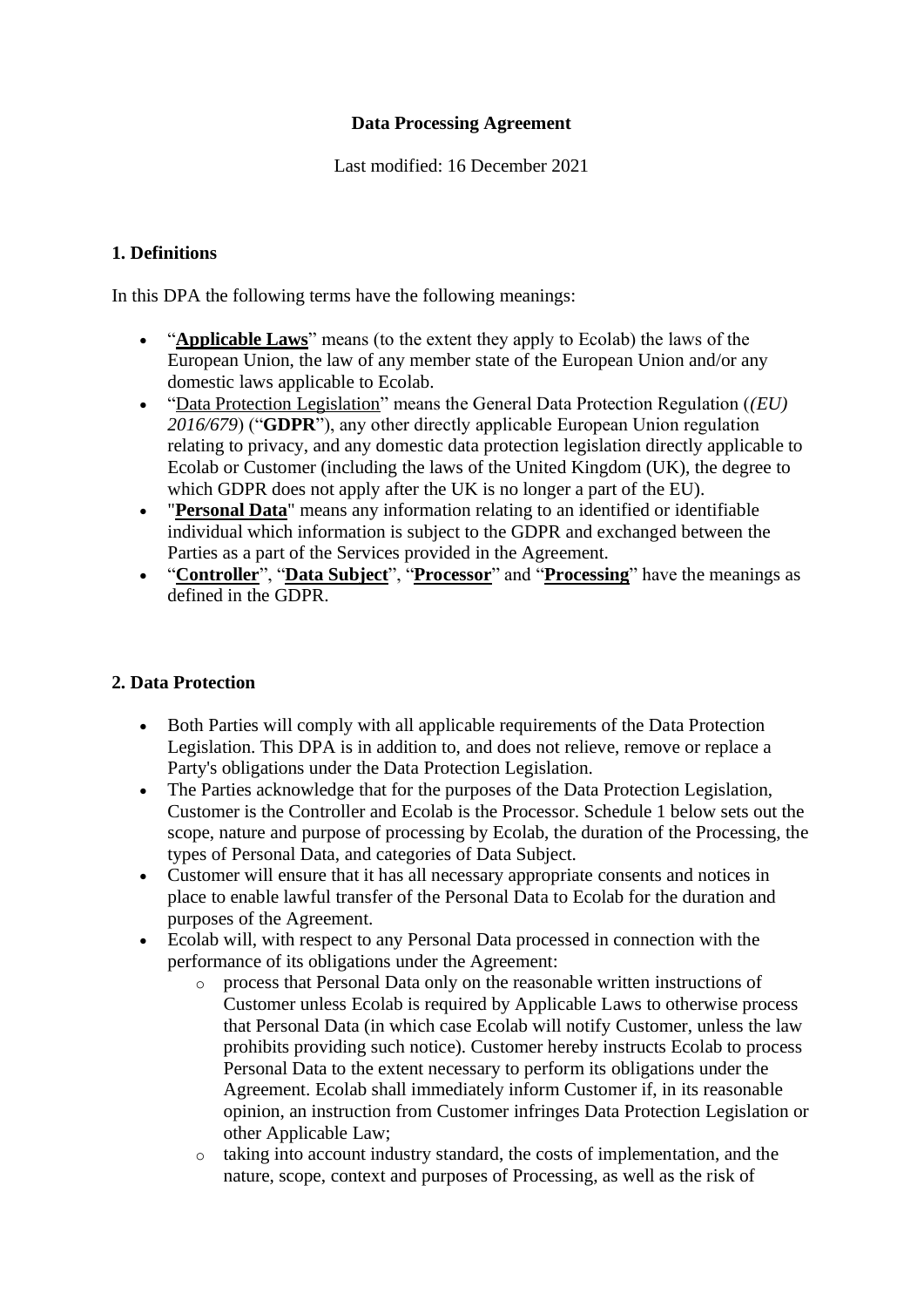**Data Processing Agreement**

Last modified: 16 December 2021

## 1. Definitions

In this DPA the following terms have the following meanings:

- "**Applicable Laws**" means (to the extent they apply to Ecolab) the laws of the European Union, the law of any member state of the European Union and/or any domestic laws applicable to Ecolab.
- "Data Protection Legislation" means the General Data Protection Regulation (*(EU) 2016/679*) ("**GDPR**"), any other directly applicable European Union regulation relating to privacy, and any domestic data protection legislation directly applicable to Ecolab or Customer (including the laws of the United Kingdom (UK), the degree to which GDPR does not apply after the UK is no longer a part of the EU).
- "**Personal Data**" means any information relating to an identified or identifiable individual which information is subject to the GDPR and exchanged between the Parties as a part of the Services provided in the Agreement.
- "**Controller**", "**Data Subject**", "**Processor**" and "**Processing**" have the meanings as defined in the GDPR.

## 2. Data Protection

- Both Parties will comply with all applicable requirements of the Data Protection Legislation. This DPA is in addition to, and does not relieve, remove or replace a Party's obligations under the Data Protection Legislation.
- The Parties acknowledge that for the purposes of the Data Protection Legislation, Customer is the Controller and Ecolab is the Processor. Schedule 1 below sets out the scope, nature and purpose of processing by Ecolab, the duration of the Processing, the types of Personal Data, and categories of Data Subject.
- Customer will ensure that it has all necessary appropriate consents and notices in place to enable lawful transfer of the Personal Data to Ecolab for the duration and purposes of the Agreement.
- Ecolab will, with respect to any Personal Data processed in connection with the performance of its obligations under the Agreement:
  - process that Personal Data only on the reasonable written instructions of Customer unless Ecolab is required by Applicable Laws to otherwise process that Personal Data (in which case Ecolab will notify Customer, unless the law prohibits providing such notice). Customer hereby instructs Ecolab to process Personal Data to the extent necessary to perform its obligations under the Agreement. Ecolab shall immediately inform Customer if, in its reasonable opinion, an instruction from Customer infringes Data Protection Legislation or other Applicable Law;
  - taking into account industry standard, the costs of implementation, and the nature, scope, context and purposes of Processing, as well as the risk of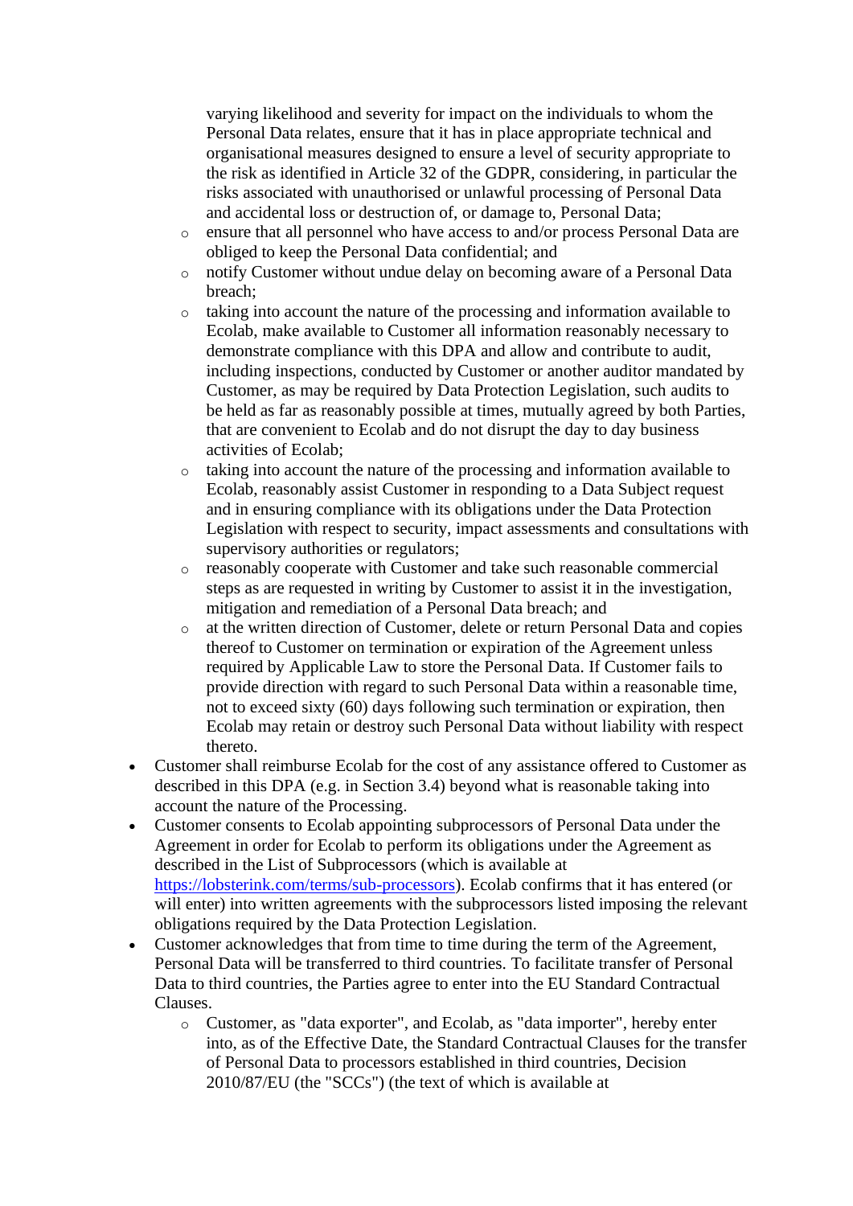varying likelihood and severity for impact on the individuals to whom the Personal Data relates, ensure that it has in place appropriate technical and organisational measures designed to ensure a level of security appropriate to the risk as identified in Article 32 of the GDPR, considering, in particular the risks associated with unauthorised or unlawful processing of Personal Data and accidental loss or destruction of, or damage to, Personal Data;

    - ensure that all personnel who have access to and/or process Personal Data are obliged to keep the Personal Data confidential; and
    - notify Customer without undue delay on becoming aware of a Personal Data breach;
    - taking into account the nature of the processing and information available to Ecolab, make available to Customer all information reasonably necessary to demonstrate compliance with this DPA and allow and contribute to audit, including inspections, conducted by Customer or another auditor mandated by Customer, as may be required by Data Protection Legislation, such audits to be held as far as reasonably possible at times, mutually agreed by both Parties, that are convenient to Ecolab and do not disrupt the day to day business activities of Ecolab;
    - taking into account the nature of the processing and information available to Ecolab, reasonably assist Customer in responding to a Data Subject request and in ensuring compliance with its obligations under the Data Protection Legislation with respect to security, impact assessments and consultations with supervisory authorities or regulators;
    - reasonably cooperate with Customer and take such reasonable commercial steps as are requested in writing by Customer to assist it in the investigation, mitigation and remediation of a Personal Data breach; and
    - at the written direction of Customer, delete or return Personal Data and copies thereof to Customer on termination or expiration of the Agreement unless required by Applicable Law to store the Personal Data. If Customer fails to provide direction with regard to such Personal Data within a reasonable time, not to exceed sixty (60) days following such termination or expiration, then Ecolab may retain or destroy such Personal Data without liability with respect thereto.

- Customer shall reimburse Ecolab for the cost of any assistance offered to Customer as described in this DPA (e.g. in Section 3.4) beyond what is reasonable taking into account the nature of the Processing.
- Customer consents to Ecolab appointing subprocessors of Personal Data under the Agreement in order for Ecolab to perform its obligations under the Agreement as described in the List of Subprocessors (which is available at [https://lobsterink.com/terms/sub-processors](https://lobsterink.com/terms/sub-processors)). Ecolab confirms that it has entered (or will enter) into written agreements with the subprocessors listed imposing the relevant obligations required by the Data Protection Legislation.
- Customer acknowledges that from time to time during the term of the Agreement, Personal Data will be transferred to third countries. To facilitate transfer of Personal Data to third countries, the Parties agree to enter into the EU Standard Contractual Clauses.
    - Customer, as "data exporter", and Ecolab, as "data importer", hereby enter into, as of the Effective Date, the Standard Contractual Clauses for the transfer of Personal Data to processors established in third countries, Decision 2010/87/EU (the "SCCs") (the text of which is available at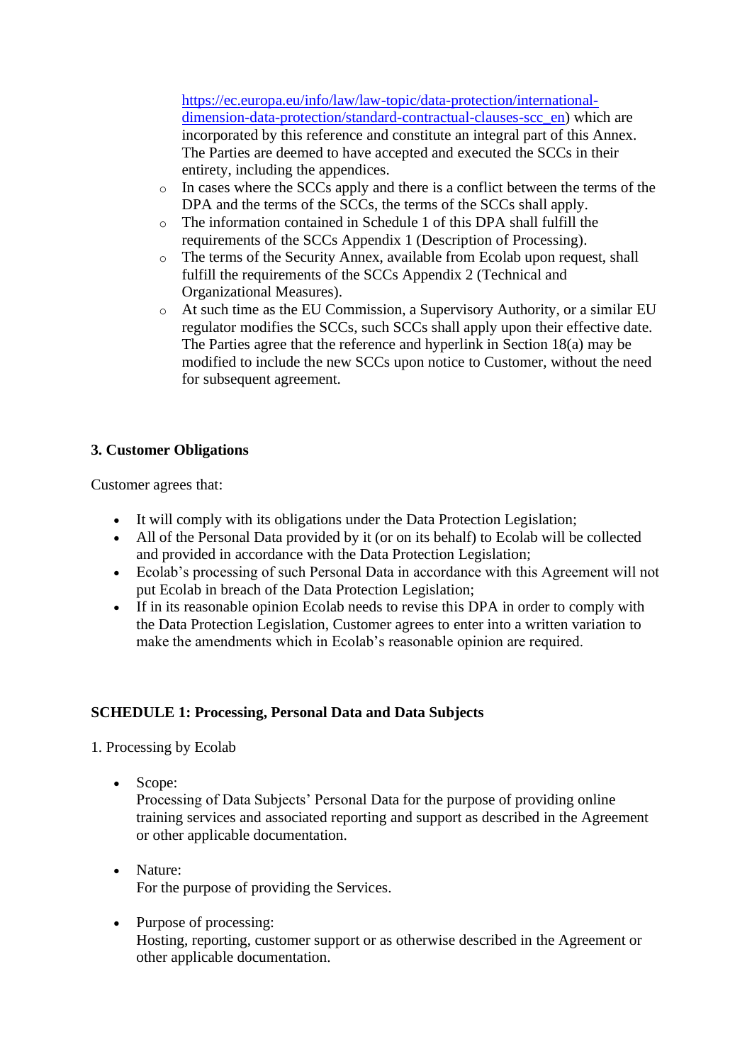https://ec.europa.eu/info/law/law-topic/data-protection/international-dimension-data-protection/standard-contractual-clauses-scc_en) which are incorporated by this reference and constitute an integral part of this Annex. The Parties are deemed to have accepted and executed the SCCs in their entirety, including the appendices.

- In cases where the SCCs apply and there is a conflict between the terms of the DPA and the terms of the SCCs, the terms of the SCCs shall apply.
- The information contained in Schedule 1 of this DPA shall fulfill the requirements of the SCCs Appendix 1 (Description of Processing).
- The terms of the Security Annex, available from Ecolab upon request, shall fulfill the requirements of the SCCs Appendix 2 (Technical and Organizational Measures).
- At such time as the EU Commission, a Supervisory Authority, or a similar EU regulator modifies the SCCs, such SCCs shall apply upon their effective date. The Parties agree that the reference and hyperlink in Section 18(a) may be modified to include the new SCCs upon notice to Customer, without the need for subsequent agreement.

**3. Customer Obligations**

Customer agrees that:

- It will comply with its obligations under the Data Protection Legislation;
- All of the Personal Data provided by it (or on its behalf) to Ecolab will be collected and provided in accordance with the Data Protection Legislation;
- Ecolab's processing of such Personal Data in accordance with this Agreement will not put Ecolab in breach of the Data Protection Legislation;
- If in its reasonable opinion Ecolab needs to revise this DPA in order to comply with the Data Protection Legislation, Customer agrees to enter into a written variation to make the amendments which in Ecolab's reasonable opinion are required.

**SCHEDULE 1: Processing, Personal Data and Data Subjects**

1. Processing by Ecolab

- Scope:
  Processing of Data Subjects' Personal Data for the purpose of providing online training services and associated reporting and support as described in the Agreement or other applicable documentation.

- Nature:
  For the purpose of providing the Services.

- Purpose of processing:
  Hosting, reporting, customer support or as otherwise described in the Agreement or other applicable documentation.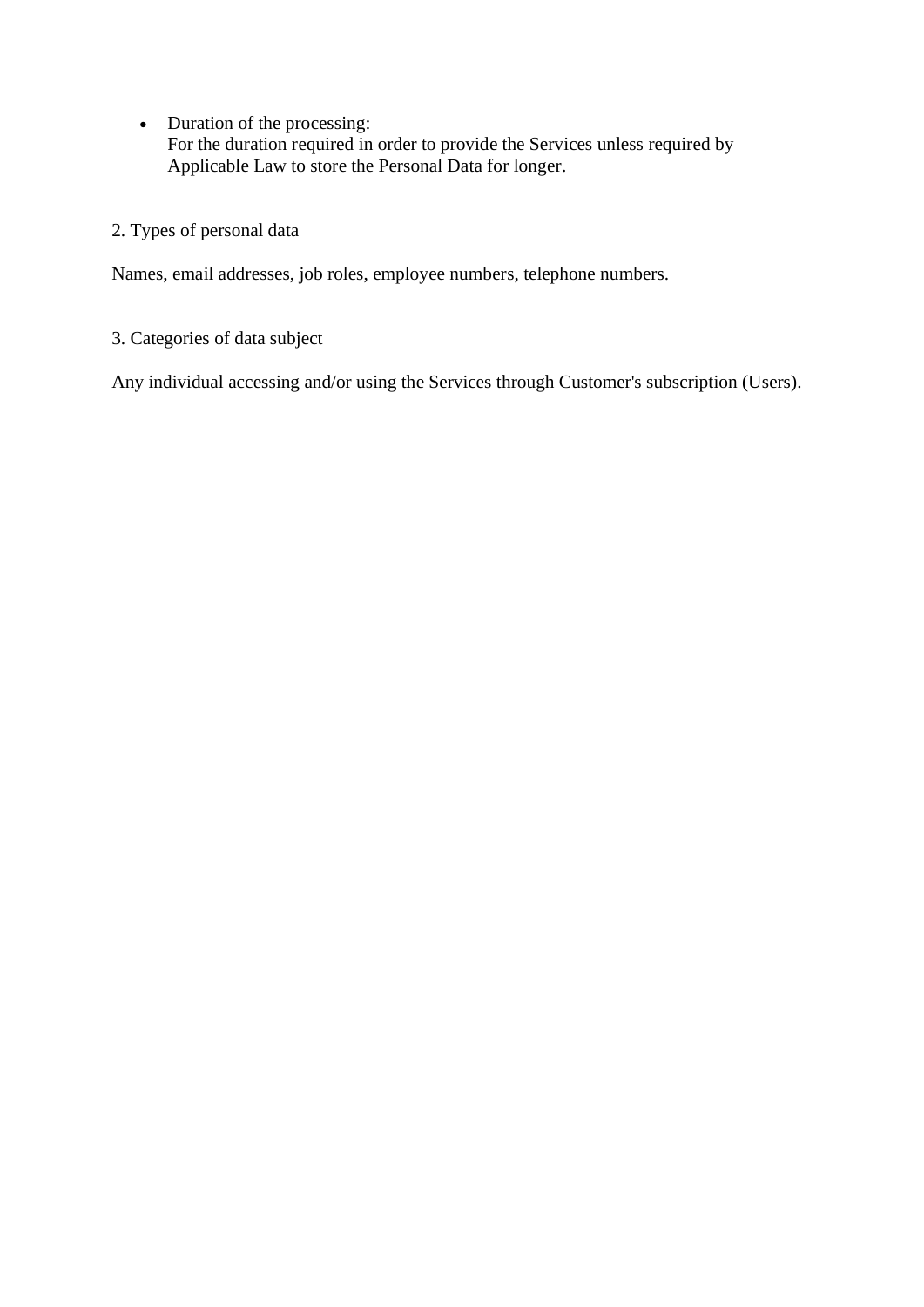- Duration of the processing:
  For the duration required in order to provide the Services unless required by Applicable Law to store the Personal Data for longer.

2. Types of personal data

Names, email addresses, job roles, employee numbers, telephone numbers.

3. Categories of data subject

Any individual accessing and/or using the Services through Customer's subscription (Users).